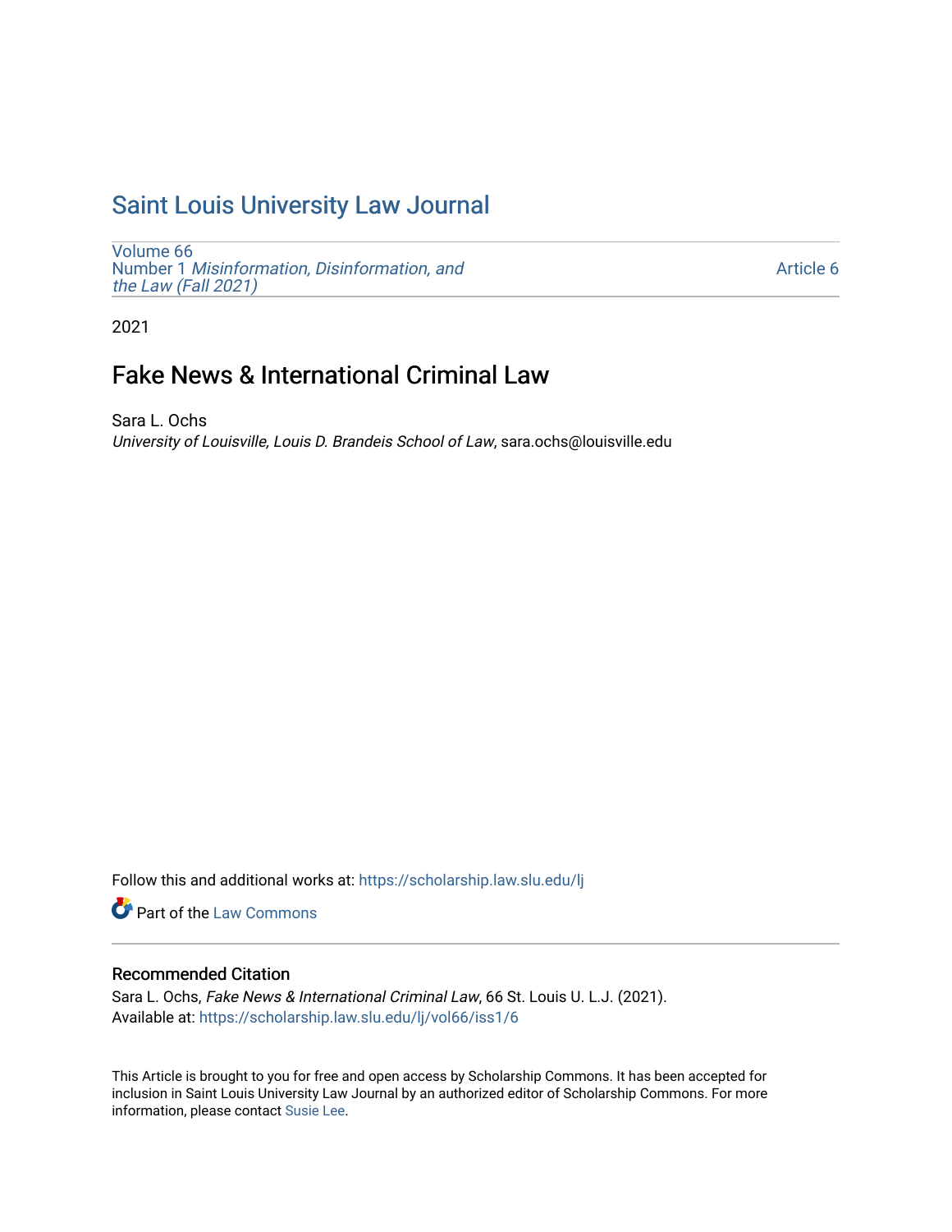# Saint Louis University Law Journal

Volume 66
Number 1 *Misinformation, Disinformation, and the Law (Fall 2021)*

Article 6

2021

## Fake News & International Criminal Law

Sara L. Ochs
*University of Louisville, Louis D. Brandeis School of Law*, sara.ochs@louisville.edu

Follow this and additional works at: https://scholarship.law.slu.edu/lj

Part of the Law Commons

### Recommended Citation

Sara L. Ochs, *Fake News & International Criminal Law*, 66 St. Louis U. L.J. (2021).
Available at: https://scholarship.law.slu.edu/lj/vol66/iss1/6

This Article is brought to you for free and open access by Scholarship Commons. It has been accepted for inclusion in Saint Louis University Law Journal by an authorized editor of Scholarship Commons. For more information, please contact Susie Lee.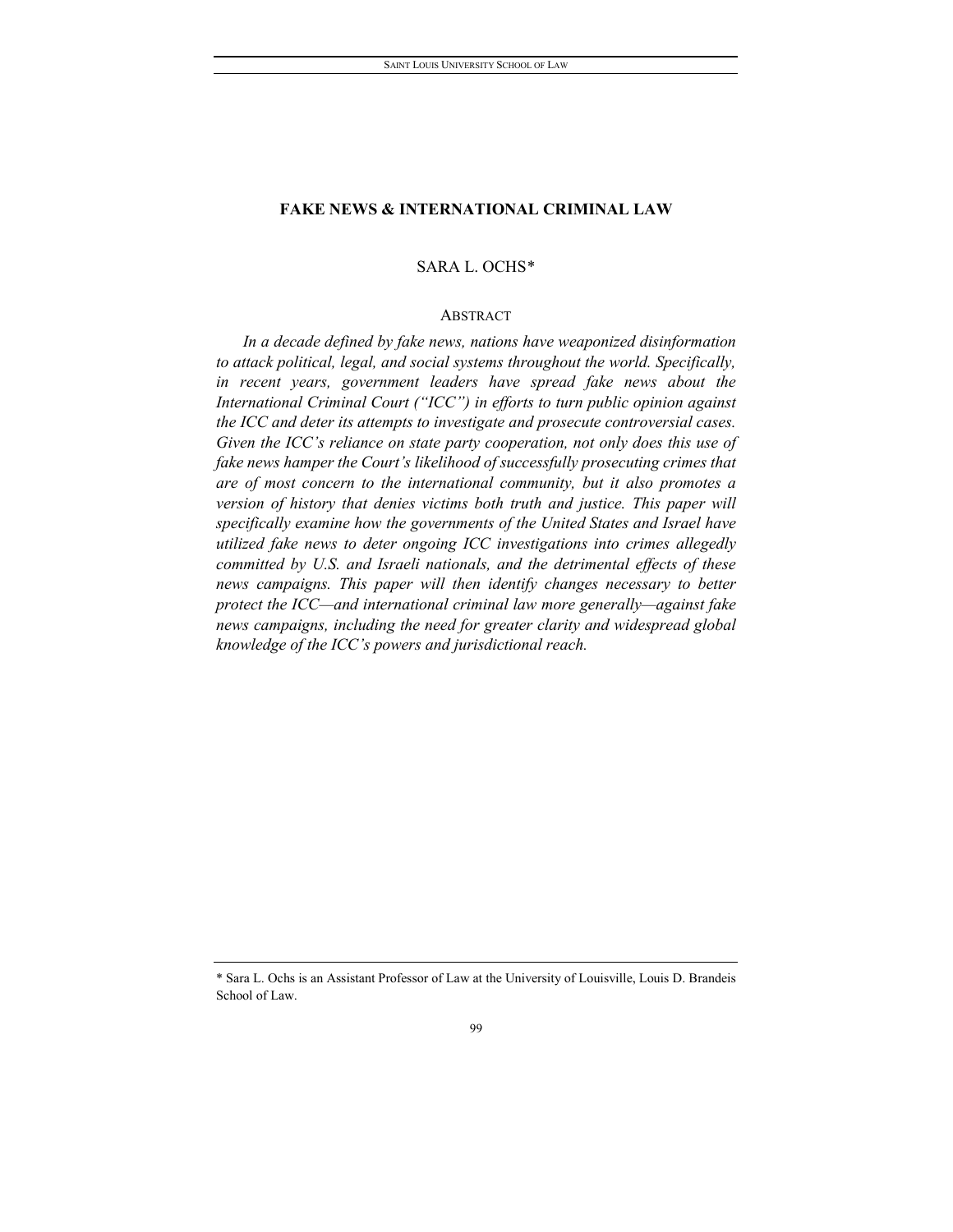# FAKE NEWS & INTERNATIONAL CRIMINAL LAW

SARA L. OCHS*

## ABSTRACT

*In a decade defined by fake news, nations have weaponized disinformation to attack political, legal, and social systems throughout the world. Specifically, in recent years, government leaders have spread fake news about the International Criminal Court ("ICC") in efforts to turn public opinion against the ICC and deter its attempts to investigate and prosecute controversial cases. Given the ICC's reliance on state party cooperation, not only does this use of fake news hamper the Court's likelihood of successfully prosecuting crimes that are of most concern to the international community, but it also promotes a version of history that denies victims both truth and justice. This paper will specifically examine how the governments of the United States and Israel have utilized fake news to deter ongoing ICC investigations into crimes allegedly committed by U.S. and Israeli nationals, and the detrimental effects of these news campaigns. This paper will then identify changes necessary to better protect the ICC—and international criminal law more generally—against fake news campaigns, including the need for greater clarity and widespread global knowledge of the ICC's powers and jurisdictional reach.*

---

* Sara L. Ochs is an Assistant Professor of Law at the University of Louisville, Louis D. Brandeis School of Law.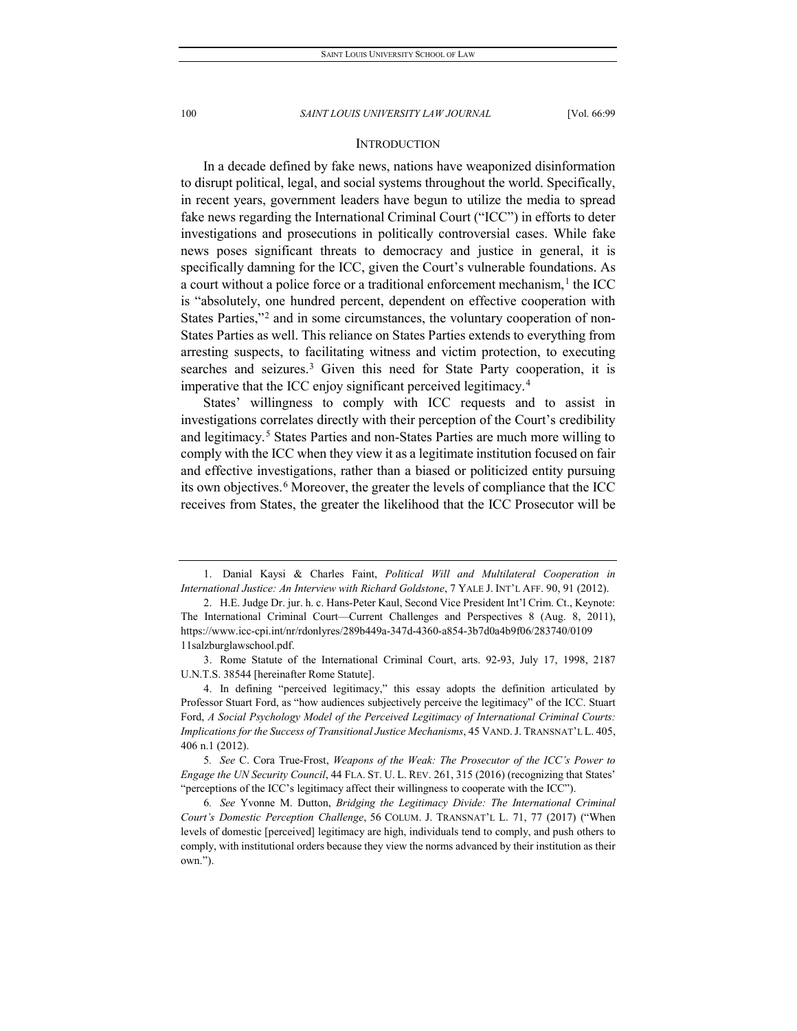## INTRODUCTION

In a decade defined by fake news, nations have weaponized disinformation to disrupt political, legal, and social systems throughout the world. Specifically, in recent years, government leaders have begun to utilize the media to spread fake news regarding the International Criminal Court ("ICC") in efforts to deter investigations and prosecutions in politically controversial cases. While fake news poses significant threats to democracy and justice in general, it is specifically damning for the ICC, given the Court's vulnerable foundations. As a court without a police force or a traditional enforcement mechanism,[1] the ICC is "absolutely, one hundred percent, dependent on effective cooperation with States Parties,"[2] and in some circumstances, the voluntary cooperation of non-States Parties as well. This reliance on States Parties extends to everything from arresting suspects, to facilitating witness and victim protection, to executing searches and seizures.[3] Given this need for State Party cooperation, it is imperative that the ICC enjoy significant perceived legitimacy.[4]

States' willingness to comply with ICC requests and to assist in investigations correlates directly with their perception of the Court's credibility and legitimacy.[5] States Parties and non-States Parties are much more willing to comply with the ICC when they view it as a legitimate institution focused on fair and effective investigations, rather than a biased or politicized entity pursuing its own objectives.[6] Moreover, the greater the levels of compliance that the ICC receives from States, the greater the likelihood that the ICC Prosecutor will be

---

1. Danial Kaysi & Charles Faint, *Political Will and Multilateral Cooperation in International Justice: An Interview with Richard Goldstone*, 7 YALE J. INT'L AFF. 90, 91 (2012).

2. H.E. Judge Dr. jur. h. c. Hans-Peter Kaul, Second Vice President Int'l Crim. Ct., Keynote: The International Criminal Court—Current Challenges and Perspectives 8 (Aug. 8, 2011), https://www.icc-cpi.int/nr/rdonlyres/289b449a-347d-4360-a854-3b7d0a4b9f06/283740/0109 11salzburglawschool.pdf.

3. Rome Statute of the International Criminal Court, arts. 92-93, July 17, 1998, 2187 U.N.T.S. 38544 [hereinafter Rome Statute].

4. In defining "perceived legitimacy," this essay adopts the definition articulated by Professor Stuart Ford, as "how audiences subjectively perceive the legitimacy" of the ICC. Stuart Ford, *A Social Psychology Model of the Perceived Legitimacy of International Criminal Courts: Implications for the Success of Transitional Justice Mechanisms*, 45 VAND. J. TRANSNAT'L L. 405, 406 n.1 (2012).

5. *See* C. Cora True-Frost, *Weapons of the Weak: The Prosecutor of the ICC's Power to Engage the UN Security Council*, 44 FLA. ST. U. L. REV. 261, 315 (2016) (recognizing that States' "perceptions of the ICC's legitimacy affect their willingness to cooperate with the ICC").

6. *See* Yvonne M. Dutton, *Bridging the Legitimacy Divide: The International Criminal Court's Domestic Perception Challenge*, 56 COLUM. J. TRANSNAT'L L. 71, 77 (2017) ("When levels of domestic [perceived] legitimacy are high, individuals tend to comply, and push others to comply, with institutional orders because they view the norms advanced by their institution as their own.").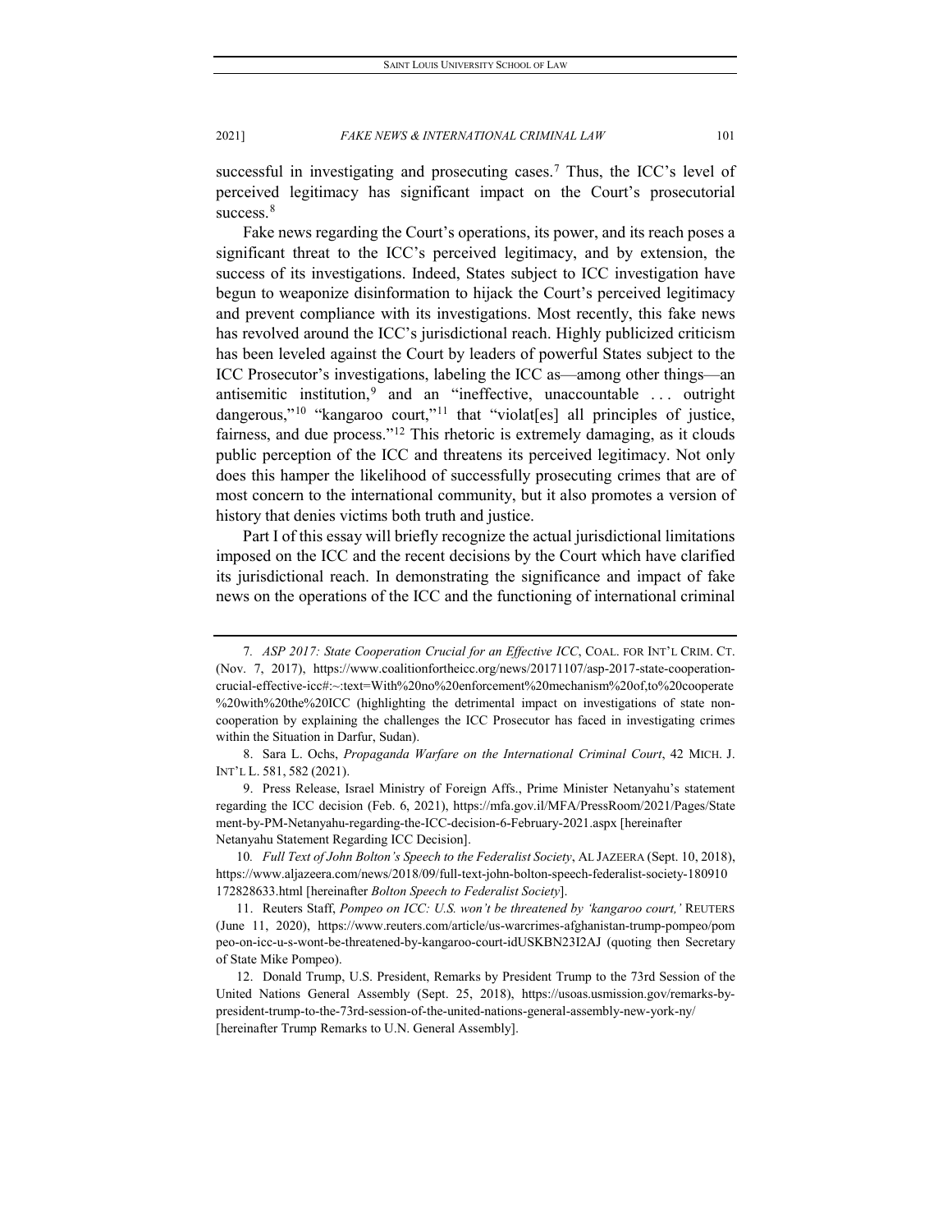successful in investigating and prosecuting cases.[7] Thus, the ICC's level of perceived legitimacy has significant impact on the Court's prosecutorial success.[8]

Fake news regarding the Court's operations, its power, and its reach poses a significant threat to the ICC's perceived legitimacy, and by extension, the success of its investigations. Indeed, States subject to ICC investigation have begun to weaponize disinformation to hijack the Court's perceived legitimacy and prevent compliance with its investigations. Most recently, this fake news has revolved around the ICC's jurisdictional reach. Highly publicized criticism has been leveled against the Court by leaders of powerful States subject to the ICC Prosecutor's investigations, labeling the ICC as—among other things—an antisemitic institution,[9] and an "ineffective, unaccountable . . . outright dangerous,"[10] "kangaroo court,"[11] that "violat[es] all principles of justice, fairness, and due process."[12] This rhetoric is extremely damaging, as it clouds public perception of the ICC and threatens its perceived legitimacy. Not only does this hamper the likelihood of successfully prosecuting crimes that are of most concern to the international community, but it also promotes a version of history that denies victims both truth and justice.

Part I of this essay will briefly recognize the actual jurisdictional limitations imposed on the ICC and the recent decisions by the Court which have clarified its jurisdictional reach. In demonstrating the significance and impact of fake news on the operations of the ICC and the functioning of international criminal

---

7. *ASP 2017: State Cooperation Crucial for an Effective ICC*, COAL. FOR INT'L CRIM. CT. (Nov. 7, 2017), https://www.coalitionfortheicc.org/news/20171107/asp-2017-state-cooperation-crucial-effective-icc#:~:text=With%20no%20enforcement%20mechanism%20of,to%20cooperate%20with%20the%20ICC (highlighting the detrimental impact on investigations of state non-cooperation by explaining the challenges the ICC Prosecutor has faced in investigating crimes within the Situation in Darfur, Sudan).

8. Sara L. Ochs, *Propaganda Warfare on the International Criminal Court*, 42 MICH. J. INT'L L. 581, 582 (2021).

9. Press Release, Israel Ministry of Foreign Affs., Prime Minister Netanyahu's statement regarding the ICC decision (Feb. 6, 2021), https://mfa.gov.il/MFA/PressRoom/2021/Pages/Statement-by-PM-Netanyahu-regarding-the-ICC-decision-6-February-2021.aspx [hereinafter Netanyahu Statement Regarding ICC Decision].

10. *Full Text of John Bolton's Speech to the Federalist Society*, AL JAZEERA (Sept. 10, 2018), https://www.aljazeera.com/news/2018/09/full-text-john-bolton-speech-federalist-society-180910172828633.html [hereinafter *Bolton Speech to Federalist Society*].

11. Reuters Staff, *Pompeo on ICC: U.S. won't be threatened by 'kangaroo court,'* REUTERS (June 11, 2020), https://www.reuters.com/article/us-warcrimes-afghanistan-trump-pompeo/pompeo-on-icc-u-s-wont-be-threatened-by-kangaroo-court-idUSKBN23I2AJ (quoting then Secretary of State Mike Pompeo).

12. Donald Trump, U.S. President, Remarks by President Trump to the 73rd Session of the United Nations General Assembly (Sept. 25, 2018), https://usoas.usmission.gov/remarks-by-president-trump-to-the-73rd-session-of-the-united-nations-general-assembly-new-york-ny/ [hereinafter Trump Remarks to U.N. General Assembly].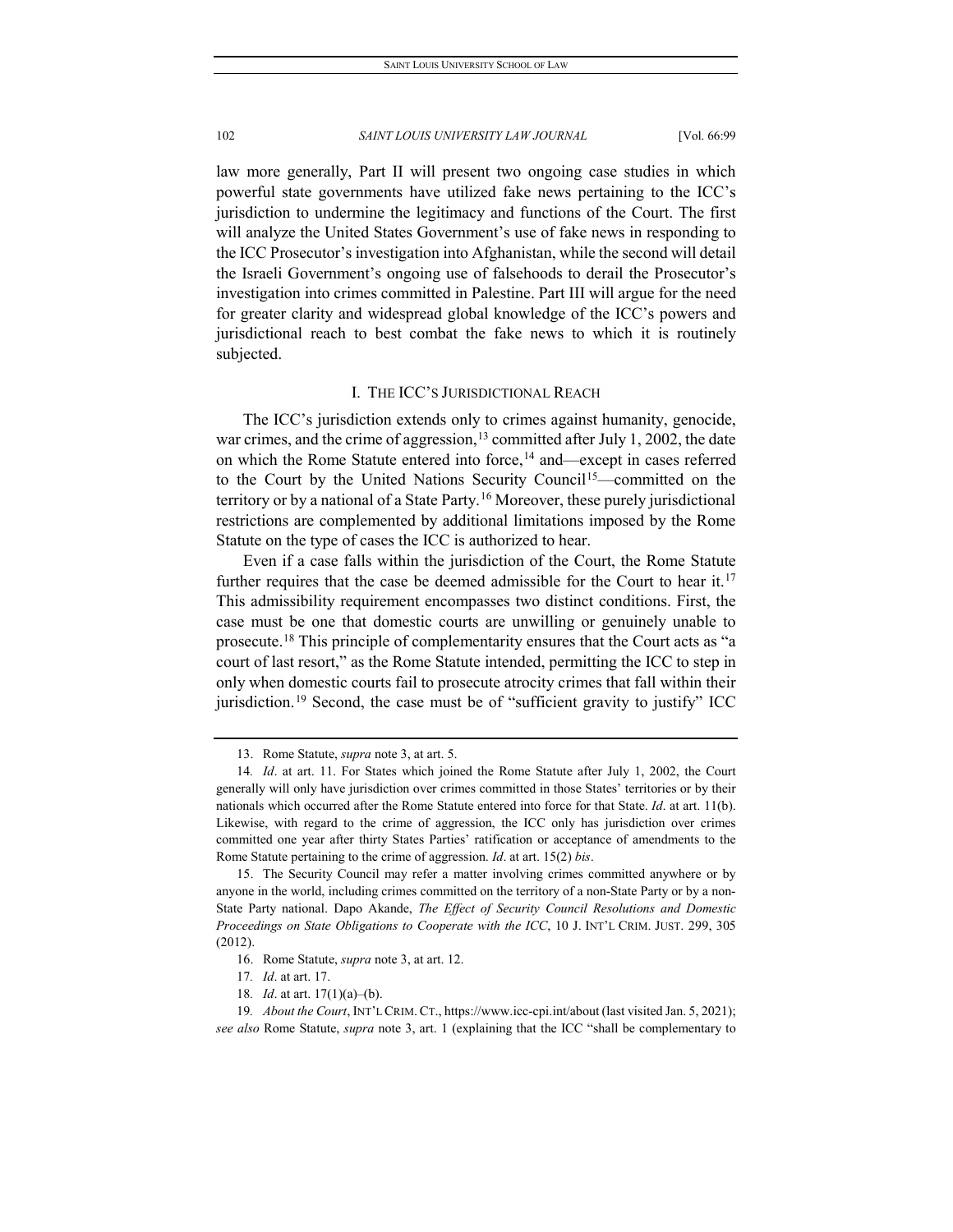law more generally, Part II will present two ongoing case studies in which powerful state governments have utilized fake news pertaining to the ICC's jurisdiction to undermine the legitimacy and functions of the Court. The first will analyze the United States Government's use of fake news in responding to the ICC Prosecutor's investigation into Afghanistan, while the second will detail the Israeli Government's ongoing use of falsehoods to derail the Prosecutor's investigation into crimes committed in Palestine. Part III will argue for the need for greater clarity and widespread global knowledge of the ICC's powers and jurisdictional reach to best combat the fake news to which it is routinely subjected.

## I. THE ICC'S JURISDICTIONAL REACH

The ICC's jurisdiction extends only to crimes against humanity, genocide, war crimes, and the crime of aggression,[13] committed after July 1, 2002, the date on which the Rome Statute entered into force,[14] and—except in cases referred to the Court by the United Nations Security Council[15]—committed on the territory or by a national of a State Party.[16] Moreover, these purely jurisdictional restrictions are complemented by additional limitations imposed by the Rome Statute on the type of cases the ICC is authorized to hear.

Even if a case falls within the jurisdiction of the Court, the Rome Statute further requires that the case be deemed admissible for the Court to hear it.[17] This admissibility requirement encompasses two distinct conditions. First, the case must be one that domestic courts are unwilling or genuinely unable to prosecute.[18] This principle of complementarity ensures that the Court acts as "a court of last resort," as the Rome Statute intended, permitting the ICC to step in only when domestic courts fail to prosecute atrocity crimes that fall within their jurisdiction.[19] Second, the case must be of "sufficient gravity to justify" ICC

---

13. Rome Statute, *supra* note 3, at art. 5.

14. *Id*. at art. 11. For States which joined the Rome Statute after July 1, 2002, the Court generally will only have jurisdiction over crimes committed in those States' territories or by their nationals which occurred after the Rome Statute entered into force for that State. *Id*. at art. 11(b). Likewise, with regard to the crime of aggression, the ICC only has jurisdiction over crimes committed one year after thirty States Parties' ratification or acceptance of amendments to the Rome Statute pertaining to the crime of aggression. *Id*. at art. 15(2) *bis*.

15. The Security Council may refer a matter involving crimes committed anywhere or by anyone in the world, including crimes committed on the territory of a non-State Party or by a non-State Party national. Dapo Akande, *The Effect of Security Council Resolutions and Domestic Proceedings on State Obligations to Cooperate with the ICC*, 10 J. INT'L CRIM. JUST. 299, 305 (2012).

16. Rome Statute, *supra* note 3, at art. 12.

17. *Id*. at art. 17.

18. *Id*. at art. 17(1)(a)–(b).

19. *About the Court*, INT'L CRIM. CT., https://www.icc-cpi.int/about (last visited Jan. 5, 2021); *see also* Rome Statute, *supra* note 3, art. 1 (explaining that the ICC "shall be complementary to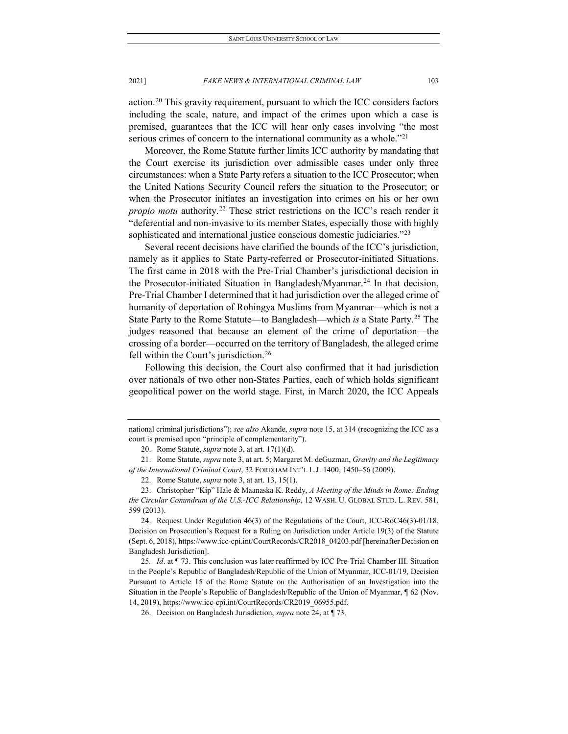action.[20] This gravity requirement, pursuant to which the ICC considers factors including the scale, nature, and impact of the crimes upon which a case is premised, guarantees that the ICC will hear only cases involving "the most serious crimes of concern to the international community as a whole."[21]

Moreover, the Rome Statute further limits ICC authority by mandating that the Court exercise its jurisdiction over admissible cases under only three circumstances: when a State Party refers a situation to the ICC Prosecutor; when the United Nations Security Council refers the situation to the Prosecutor; or when the Prosecutor initiates an investigation into crimes on his or her own *propio motu* authority.[22] These strict restrictions on the ICC's reach render it "deferential and non-invasive to its member States, especially those with highly sophisticated and international justice conscious domestic judiciaries."[23]

Several recent decisions have clarified the bounds of the ICC's jurisdiction, namely as it applies to State Party-referred or Prosecutor-initiated Situations. The first came in 2018 with the Pre-Trial Chamber's jurisdictional decision in the Prosecutor-initiated Situation in Bangladesh/Myanmar.[24] In that decision, Pre-Trial Chamber I determined that it had jurisdiction over the alleged crime of humanity of deportation of Rohingya Muslims from Myanmar—which is not a State Party to the Rome Statute—to Bangladesh—which *is* a State Party.[25] The judges reasoned that because an element of the crime of deportation—the crossing of a border—occurred on the territory of Bangladesh, the alleged crime fell within the Court's jurisdiction.[26]

Following this decision, the Court also confirmed that it had jurisdiction over nationals of two other non-States Parties, each of which holds significant geopolitical power on the world stage. First, in March 2020, the ICC Appeals

---

national criminal jurisdictions"); *see also* Akande, *supra* note 15, at 314 (recognizing the ICC as a court is premised upon "principle of complementarity").

20. Rome Statute, *supra* note 3, at art. 17(1)(d).

21. Rome Statute, *supra* note 3, at art. 5; Margaret M. deGuzman, *Gravity and the Legitimacy of the International Criminal Court*, 32 FORDHAM INT'L L.J. 1400, 1450–56 (2009).

22. Rome Statute, *supra* note 3, at art. 13, 15(1).

23. Christopher "Kip" Hale & Maanaska K. Reddy, *A Meeting of the Minds in Rome: Ending the Circular Conundrum of the U.S.-ICC Relationship*, 12 WASH. U. GLOBAL STUD. L. REV. 581, 599 (2013).

24. Request Under Regulation 46(3) of the Regulations of the Court, ICC-RoC46(3)-01/18, Decision on Prosecution's Request for a Ruling on Jurisdiction under Article 19(3) of the Statute (Sept. 6, 2018), https://www.icc-cpi.int/CourtRecords/CR2018_04203.pdf [hereinafter Decision on Bangladesh Jurisdiction].

25. *Id*. at ¶ 73. This conclusion was later reaffirmed by ICC Pre-Trial Chamber III. Situation in the People's Republic of Bangladesh/Republic of the Union of Myanmar, ICC-01/19, Decision Pursuant to Article 15 of the Rome Statute on the Authorisation of an Investigation into the Situation in the People's Republic of Bangladesh/Republic of the Union of Myanmar, ¶ 62 (Nov. 14, 2019), https://www.icc-cpi.int/CourtRecords/CR2019_06955.pdf.

26. Decision on Bangladesh Jurisdiction, *supra* note 24, at ¶ 73.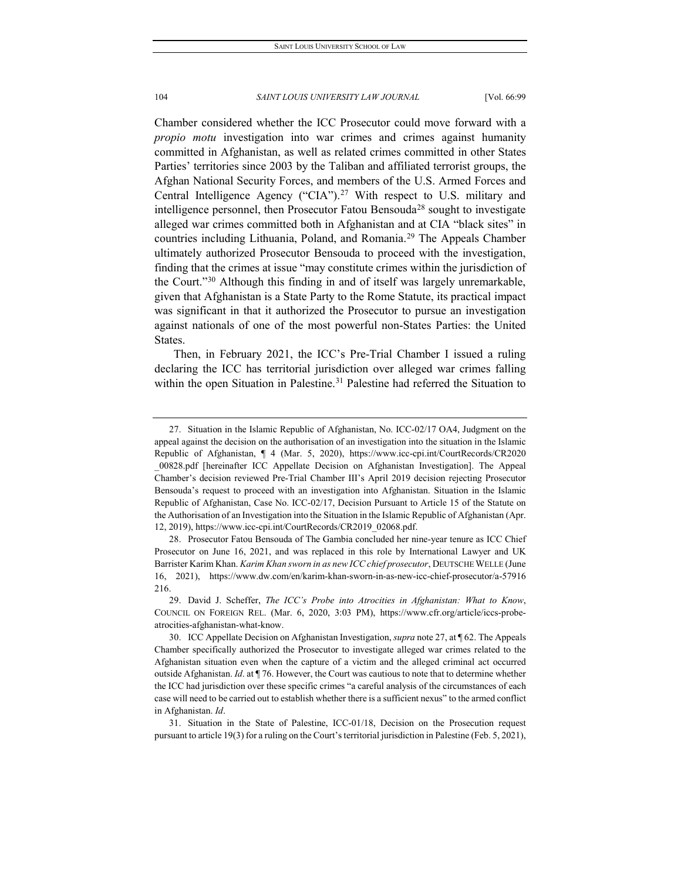Chamber considered whether the ICC Prosecutor could move forward with a *propio motu* investigation into war crimes and crimes against humanity committed in Afghanistan, as well as related crimes committed in other States Parties' territories since 2003 by the Taliban and affiliated terrorist groups, the Afghan National Security Forces, and members of the U.S. Armed Forces and Central Intelligence Agency ("CIA").[27] With respect to U.S. military and intelligence personnel, then Prosecutor Fatou Bensouda[28] sought to investigate alleged war crimes committed both in Afghanistan and at CIA "black sites" in countries including Lithuania, Poland, and Romania.[29] The Appeals Chamber ultimately authorized Prosecutor Bensouda to proceed with the investigation, finding that the crimes at issue "may constitute crimes within the jurisdiction of the Court."[30] Although this finding in and of itself was largely unremarkable, given that Afghanistan is a State Party to the Rome Statute, its practical impact was significant in that it authorized the Prosecutor to pursue an investigation against nationals of one of the most powerful non-States Parties: the United States.

Then, in February 2021, the ICC's Pre-Trial Chamber I issued a ruling declaring the ICC has territorial jurisdiction over alleged war crimes falling within the open Situation in Palestine.[31] Palestine had referred the Situation to

---

27. Situation in the Islamic Republic of Afghanistan, No. ICC-02/17 OA4, Judgment on the appeal against the decision on the authorisation of an investigation into the situation in the Islamic Republic of Afghanistan, ¶ 4 (Mar. 5, 2020), https://www.icc-cpi.int/CourtRecords/CR2020_00828.pdf [hereinafter ICC Appellate Decision on Afghanistan Investigation]. The Appeal Chamber's decision reviewed Pre-Trial Chamber III's April 2019 decision rejecting Prosecutor Bensouda's request to proceed with an investigation into Afghanistan. Situation in the Islamic Republic of Afghanistan, Case No. ICC-02/17, Decision Pursuant to Article 15 of the Statute on the Authorisation of an Investigation into the Situation in the Islamic Republic of Afghanistan (Apr. 12, 2019), https://www.icc-cpi.int/CourtRecords/CR2019_02068.pdf.

28. Prosecutor Fatou Bensouda of The Gambia concluded her nine-year tenure as ICC Chief Prosecutor on June 16, 2021, and was replaced in this role by International Lawyer and UK Barrister Karim Khan. *Karim Khan sworn in as new ICC chief prosecutor*, DEUTSCHE WELLE (June 16, 2021), https://www.dw.com/en/karim-khan-sworn-in-as-new-icc-chief-prosecutor/a-57916216.

29. David J. Scheffer, *The ICC's Probe into Atrocities in Afghanistan: What to Know*, COUNCIL ON FOREIGN REL. (Mar. 6, 2020, 3:03 PM), https://www.cfr.org/article/iccs-probe-atrocities-afghanistan-what-know.

30. ICC Appellate Decision on Afghanistan Investigation, *supra* note 27, at ¶ 62. The Appeals Chamber specifically authorized the Prosecutor to investigate alleged war crimes related to the Afghanistan situation even when the capture of a victim and the alleged criminal act occurred outside Afghanistan. *Id*. at ¶ 76. However, the Court was cautious to note that to determine whether the ICC had jurisdiction over these specific crimes "a careful analysis of the circumstances of each case will need to be carried out to establish whether there is a sufficient nexus" to the armed conflict in Afghanistan. *Id*.

31. Situation in the State of Palestine, ICC-01/18, Decision on the Prosecution request pursuant to article 19(3) for a ruling on the Court's territorial jurisdiction in Palestine (Feb. 5, 2021),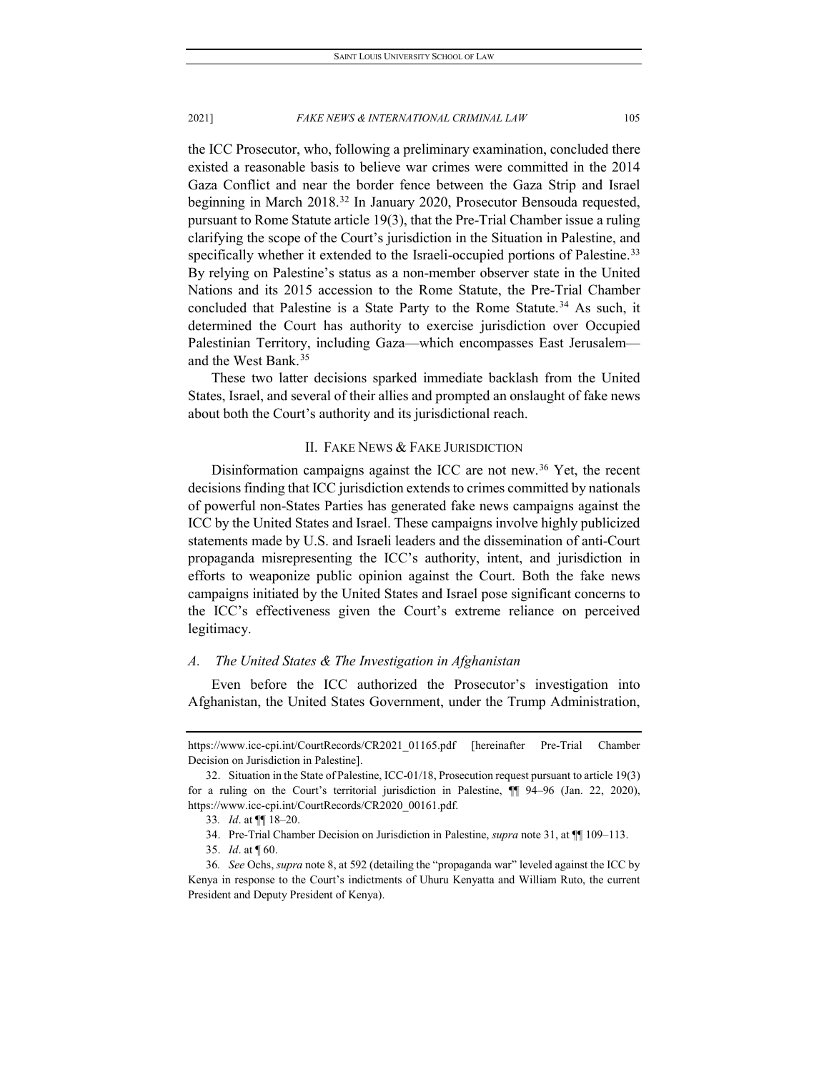the ICC Prosecutor, who, following a preliminary examination, concluded there existed a reasonable basis to believe war crimes were committed in the 2014 Gaza Conflict and near the border fence between the Gaza Strip and Israel beginning in March 2018.[32] In January 2020, Prosecutor Bensouda requested, pursuant to Rome Statute article 19(3), that the Pre-Trial Chamber issue a ruling clarifying the scope of the Court's jurisdiction in the Situation in Palestine, and specifically whether it extended to the Israeli-occupied portions of Palestine.[33] By relying on Palestine's status as a non-member observer state in the United Nations and its 2015 accession to the Rome Statute, the Pre-Trial Chamber concluded that Palestine is a State Party to the Rome Statute.[34] As such, it determined the Court has authority to exercise jurisdiction over Occupied Palestinian Territory, including Gaza—which encompasses East Jerusalem—and the West Bank.[35]

These two latter decisions sparked immediate backlash from the United States, Israel, and several of their allies and prompted an onslaught of fake news about both the Court's authority and its jurisdictional reach.

## II. Fake News & Fake Jurisdiction

Disinformation campaigns against the ICC are not new.[36] Yet, the recent decisions finding that ICC jurisdiction extends to crimes committed by nationals of powerful non-States Parties has generated fake news campaigns against the ICC by the United States and Israel. These campaigns involve highly publicized statements made by U.S. and Israeli leaders and the dissemination of anti-Court propaganda misrepresenting the ICC's authority, intent, and jurisdiction in efforts to weaponize public opinion against the Court. Both the fake news campaigns initiated by the United States and Israel pose significant concerns to the ICC's effectiveness given the Court's extreme reliance on perceived legitimacy.

### *A. The United States & The Investigation in Afghanistan*

Even before the ICC authorized the Prosecutor's investigation into Afghanistan, the United States Government, under the Trump Administration,

---

https://www.icc-cpi.int/CourtRecords/CR2021_01165.pdf [hereinafter Pre-Trial Chamber Decision on Jurisdiction in Palestine].

32. Situation in the State of Palestine, ICC-01/18, Prosecution request pursuant to article 19(3) for a ruling on the Court's territorial jurisdiction in Palestine, ¶¶ 94–96 (Jan. 22, 2020), https://www.icc-cpi.int/CourtRecords/CR2020_00161.pdf.

33. *Id*. at ¶¶ 18–20.

34. Pre-Trial Chamber Decision on Jurisdiction in Palestine, *supra* note 31, at ¶¶ 109–113.

35. *Id*. at ¶ 60.

36. *See* Ochs, *supra* note 8, at 592 (detailing the "propaganda war" leveled against the ICC by Kenya in response to the Court's indictments of Uhuru Kenyatta and William Ruto, the current President and Deputy President of Kenya).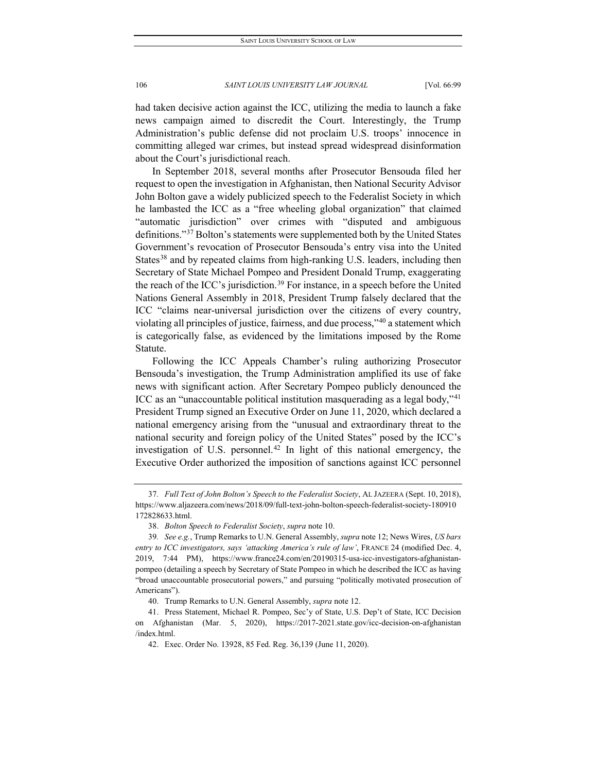had taken decisive action against the ICC, utilizing the media to launch a fake news campaign aimed to discredit the Court. Interestingly, the Trump Administration's public defense did not proclaim U.S. troops' innocence in committing alleged war crimes, but instead spread widespread disinformation about the Court's jurisdictional reach.

In September 2018, several months after Prosecutor Bensouda filed her request to open the investigation in Afghanistan, then National Security Advisor John Bolton gave a widely publicized speech to the Federalist Society in which he lambasted the ICC as a "free wheeling global organization" that claimed "automatic jurisdiction" over crimes with "disputed and ambiguous definitions."[37] Bolton's statements were supplemented both by the United States Government's revocation of Prosecutor Bensouda's entry visa into the United States[38] and by repeated claims from high-ranking U.S. leaders, including then Secretary of State Michael Pompeo and President Donald Trump, exaggerating the reach of the ICC's jurisdiction.[39] For instance, in a speech before the United Nations General Assembly in 2018, President Trump falsely declared that the ICC "claims near-universal jurisdiction over the citizens of every country, violating all principles of justice, fairness, and due process,"[40] a statement which is categorically false, as evidenced by the limitations imposed by the Rome Statute.

Following the ICC Appeals Chamber's ruling authorizing Prosecutor Bensouda's investigation, the Trump Administration amplified its use of fake news with significant action. After Secretary Pompeo publicly denounced the ICC as an "unaccountable political institution masquerading as a legal body,"[41] President Trump signed an Executive Order on June 11, 2020, which declared a national emergency arising from the "unusual and extraordinary threat to the national security and foreign policy of the United States" posed by the ICC's investigation of U.S. personnel.[42] In light of this national emergency, the Executive Order authorized the imposition of sanctions against ICC personnel

---

37. *Full Text of John Bolton's Speech to the Federalist Society*, AL JAZEERA (Sept. 10, 2018), https://www.aljazeera.com/news/2018/09/full-text-john-bolton-speech-federalist-society-180910172828633.html.

38. *Bolton Speech to Federalist Society*, *supra* note 10.

39. *See e.g.*, Trump Remarks to U.N. General Assembly, *supra* note 12; News Wires, *US bars entry to ICC investigators, says 'attacking America's rule of law'*, FRANCE 24 (modified Dec. 4, 2019, 7:44 PM), https://www.france24.com/en/20190315-usa-icc-investigators-afghanistan-pompeo (detailing a speech by Secretary of State Pompeo in which he described the ICC as having "broad unaccountable prosecutorial powers," and pursuing "politically motivated prosecution of Americans").

40. Trump Remarks to U.N. General Assembly, *supra* note 12.

41. Press Statement, Michael R. Pompeo, Sec'y of State, U.S. Dep't of State, ICC Decision on Afghanistan (Mar. 5, 2020), https://2017-2021.state.gov/icc-decision-on-afghanistan/index.html.

42. Exec. Order No. 13928, 85 Fed. Reg. 36,139 (June 11, 2020).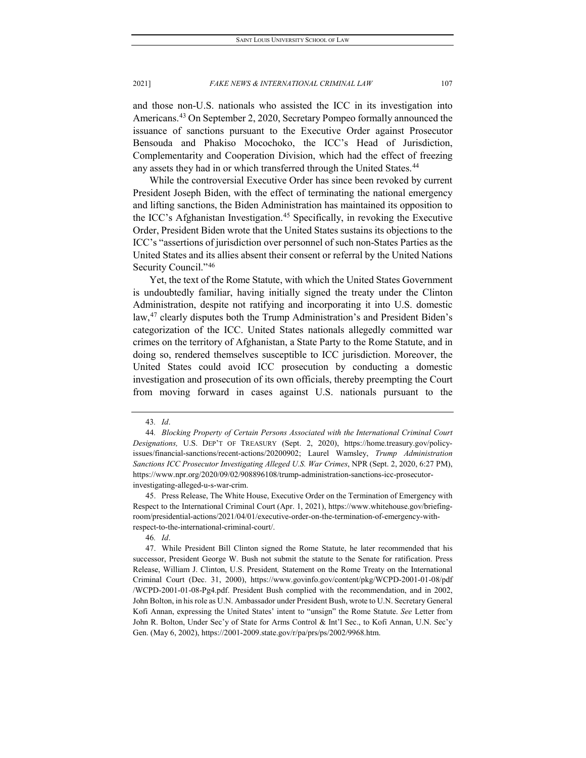and those non-U.S. nationals who assisted the ICC in its investigation into Americans.[43] On September 2, 2020, Secretary Pompeo formally announced the issuance of sanctions pursuant to the Executive Order against Prosecutor Bensouda and Phakiso Mocochoko, the ICC's Head of Jurisdiction, Complementarity and Cooperation Division, which had the effect of freezing any assets they had in or which transferred through the United States.[44]

While the controversial Executive Order has since been revoked by current President Joseph Biden, with the effect of terminating the national emergency and lifting sanctions, the Biden Administration has maintained its opposition to the ICC's Afghanistan Investigation.[45] Specifically, in revoking the Executive Order, President Biden wrote that the United States sustains its objections to the ICC's "assertions of jurisdiction over personnel of such non-States Parties as the United States and its allies absent their consent or referral by the United Nations Security Council."[46]

Yet, the text of the Rome Statute, with which the United States Government is undoubtedly familiar, having initially signed the treaty under the Clinton Administration, despite not ratifying and incorporating it into U.S. domestic law,[47] clearly disputes both the Trump Administration's and President Biden's categorization of the ICC. United States nationals allegedly committed war crimes on the territory of Afghanistan, a State Party to the Rome Statute, and in doing so, rendered themselves susceptible to ICC jurisdiction. Moreover, the United States could avoid ICC prosecution by conducting a domestic investigation and prosecution of its own officials, thereby preempting the Court from moving forward in cases against U.S. nationals pursuant to the

---

43. *Id*.

44. *Blocking Property of Certain Persons Associated with the International Criminal Court Designations,* U.S. DEP'T OF TREASURY (Sept. 2, 2020), https://home.treasury.gov/policy-issues/financial-sanctions/recent-actions/20200902; Laurel Wamsley, *Trump Administration Sanctions ICC Prosecutor Investigating Alleged U.S. War Crimes*, NPR (Sept. 2, 2020, 6:27 PM), https://www.npr.org/2020/09/02/908896108/trump-administration-sanctions-icc-prosecutor-investigating-alleged-u-s-war-crim.

45. Press Release, The White House, Executive Order on the Termination of Emergency with Respect to the International Criminal Court (Apr. 1, 2021), https://www.whitehouse.gov/briefing-room/presidential-actions/2021/04/01/executive-order-on-the-termination-of-emergency-with-respect-to-the-international-criminal-court/.

46. *Id*.

47. While President Bill Clinton signed the Rome Statute, he later recommended that his successor, President George W. Bush not submit the statute to the Senate for ratification. Press Release, William J. Clinton, U.S. President*,* Statement on the Rome Treaty on the International Criminal Court (Dec. 31, 2000), https://www.govinfo.gov/content/pkg/WCPD-2001-01-08/pdf/WCPD-2001-01-08-Pg4.pdf. President Bush complied with the recommendation, and in 2002, John Bolton, in his role as U.N. Ambassador under President Bush, wrote to U.N. Secretary General Kofi Annan, expressing the United States' intent to "unsign" the Rome Statute. *See* Letter from John R. Bolton, Under Sec'y of State for Arms Control & Int'l Sec., to Kofi Annan, U.N. Sec'y Gen. (May 6, 2002), https://2001-2009.state.gov/r/pa/prs/ps/2002/9968.htm.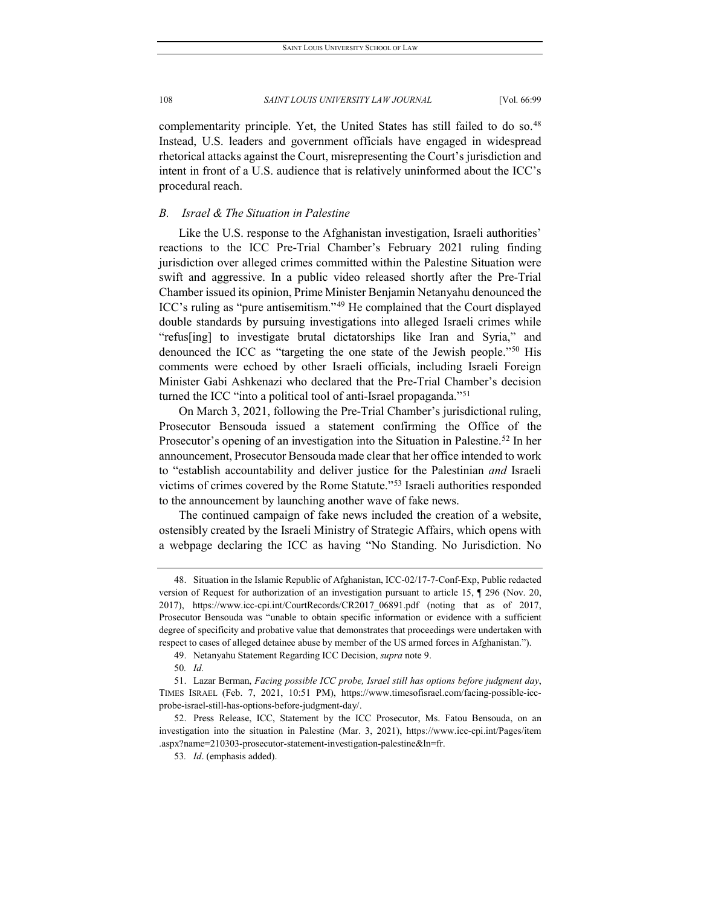complementarity principle. Yet, the United States has still failed to do so.[48] Instead, U.S. leaders and government officials have engaged in widespread rhetorical attacks against the Court, misrepresenting the Court's jurisdiction and intent in front of a U.S. audience that is relatively uninformed about the ICC's procedural reach.

### *B. Israel & The Situation in Palestine*

Like the U.S. response to the Afghanistan investigation, Israeli authorities' reactions to the ICC Pre-Trial Chamber's February 2021 ruling finding jurisdiction over alleged crimes committed within the Palestine Situation were swift and aggressive. In a public video released shortly after the Pre-Trial Chamber issued its opinion, Prime Minister Benjamin Netanyahu denounced the ICC's ruling as "pure antisemitism."[49] He complained that the Court displayed double standards by pursuing investigations into alleged Israeli crimes while "refus[ing] to investigate brutal dictatorships like Iran and Syria," and denounced the ICC as "targeting the one state of the Jewish people."[50] His comments were echoed by other Israeli officials, including Israeli Foreign Minister Gabi Ashkenazi who declared that the Pre-Trial Chamber's decision turned the ICC "into a political tool of anti-Israel propaganda."[51]

On March 3, 2021, following the Pre-Trial Chamber's jurisdictional ruling, Prosecutor Bensouda issued a statement confirming the Office of the Prosecutor's opening of an investigation into the Situation in Palestine.[52] In her announcement, Prosecutor Bensouda made clear that her office intended to work to "establish accountability and deliver justice for the Palestinian *and* Israeli victims of crimes covered by the Rome Statute."[53] Israeli authorities responded to the announcement by launching another wave of fake news.

The continued campaign of fake news included the creation of a website, ostensibly created by the Israeli Ministry of Strategic Affairs, which opens with a webpage declaring the ICC as having "No Standing. No Jurisdiction. No

---

48. Situation in the Islamic Republic of Afghanistan, ICC-02/17-7-Conf-Exp, Public redacted version of Request for authorization of an investigation pursuant to article 15, ¶ 296 (Nov. 20, 2017), https://www.icc-cpi.int/CourtRecords/CR2017_06891.pdf (noting that as of 2017, Prosecutor Bensouda was "unable to obtain specific information or evidence with a sufficient degree of specificity and probative value that demonstrates that proceedings were undertaken with respect to cases of alleged detainee abuse by member of the US armed forces in Afghanistan.").

49. Netanyahu Statement Regarding ICC Decision, *supra* note 9.

50. *Id.*

51. Lazar Berman, *Facing possible ICC probe, Israel still has options before judgment day*, TIMES ISRAEL (Feb. 7, 2021, 10:51 PM), https://www.timesofisrael.com/facing-possible-icc-probe-israel-still-has-options-before-judgment-day/.

52. Press Release, ICC, Statement by the ICC Prosecutor, Ms. Fatou Bensouda, on an investigation into the situation in Palestine (Mar. 3, 2021), https://www.icc-cpi.int/Pages/item.aspx?name=210303-prosecutor-statement-investigation-palestine&ln=fr.

53. *Id*. (emphasis added).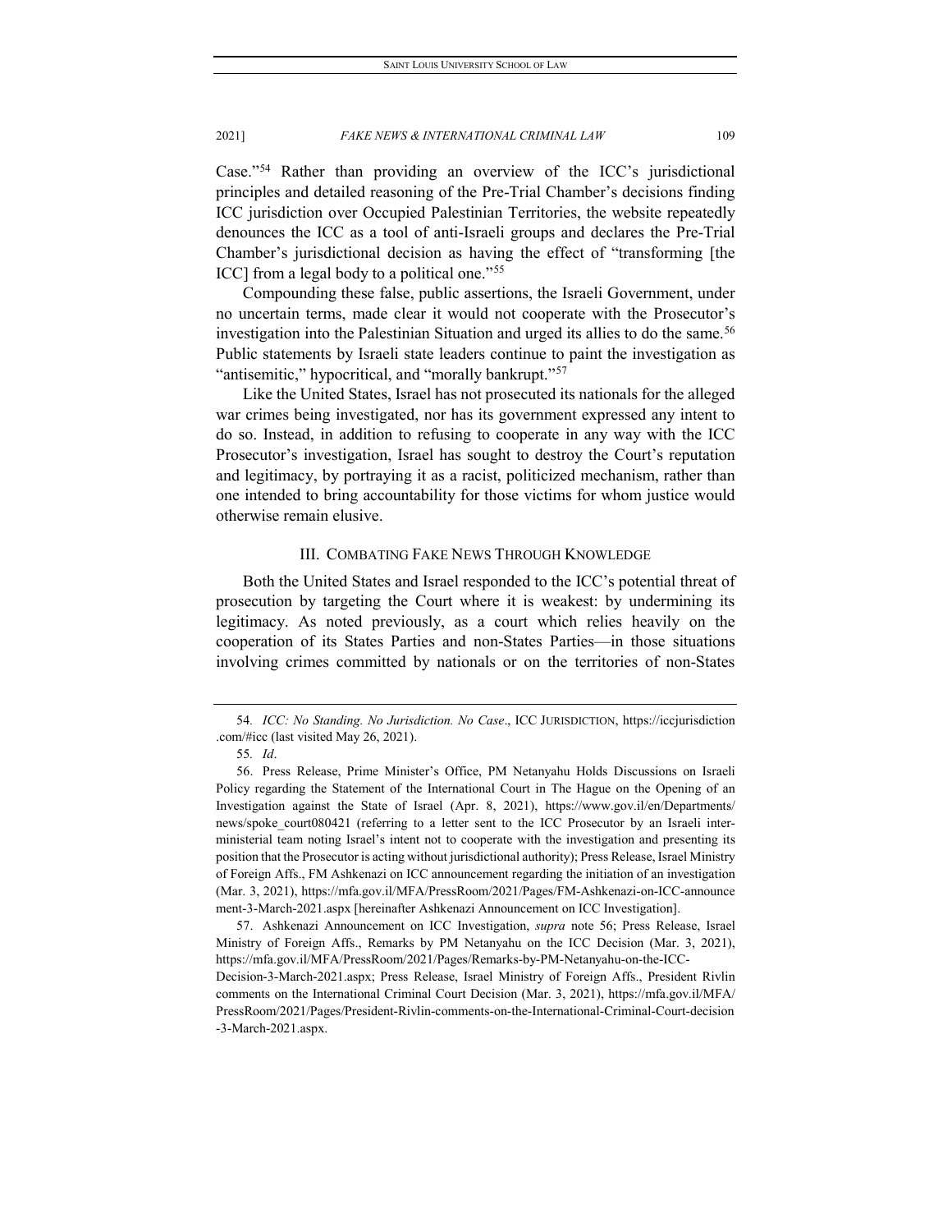Case."[54] Rather than providing an overview of the ICC's jurisdictional principles and detailed reasoning of the Pre-Trial Chamber's decisions finding ICC jurisdiction over Occupied Palestinian Territories, the website repeatedly denounces the ICC as a tool of anti-Israeli groups and declares the Pre-Trial Chamber's jurisdictional decision as having the effect of "transforming [the ICC] from a legal body to a political one."[55]

Compounding these false, public assertions, the Israeli Government, under no uncertain terms, made clear it would not cooperate with the Prosecutor's investigation into the Palestinian Situation and urged its allies to do the same.[56] Public statements by Israeli state leaders continue to paint the investigation as "antisemitic," hypocritical, and "morally bankrupt."[57]

Like the United States, Israel has not prosecuted its nationals for the alleged war crimes being investigated, nor has its government expressed any intent to do so. Instead, in addition to refusing to cooperate in any way with the ICC Prosecutor's investigation, Israel has sought to destroy the Court's reputation and legitimacy, by portraying it as a racist, politicized mechanism, rather than one intended to bring accountability for those victims for whom justice would otherwise remain elusive.

## III. COMBATING FAKE NEWS THROUGH KNOWLEDGE

Both the United States and Israel responded to the ICC's potential threat of prosecution by targeting the Court where it is weakest: by undermining its legitimacy. As noted previously, as a court which relies heavily on the cooperation of its States Parties and non-States Parties—in those situations involving crimes committed by nationals or on the territories of non-States

---

54. *ICC: No Standing. No Jurisdiction. No Case*., ICC JURISDICTION, https://iccjurisdiction.com/#icc (last visited May 26, 2021).

55. *Id*.

56. Press Release, Prime Minister's Office, PM Netanyahu Holds Discussions on Israeli Policy regarding the Statement of the International Court in The Hague on the Opening of an Investigation against the State of Israel (Apr. 8, 2021), https://www.gov.il/en/Departments/news/spoke_court080421 (referring to a letter sent to the ICC Prosecutor by an Israeli inter-ministerial team noting Israel's intent not to cooperate with the investigation and presenting its position that the Prosecutor is acting without jurisdictional authority); Press Release, Israel Ministry of Foreign Affs., FM Ashkenazi on ICC announcement regarding the initiation of an investigation (Mar. 3, 2021), https://mfa.gov.il/MFA/PressRoom/2021/Pages/FM-Ashkenazi-on-ICC-announcement-3-March-2021.aspx [hereinafter Ashkenazi Announcement on ICC Investigation].

57. Ashkenazi Announcement on ICC Investigation, *supra* note 56; Press Release, Israel Ministry of Foreign Affs., Remarks by PM Netanyahu on the ICC Decision (Mar. 3, 2021), https://mfa.gov.il/MFA/PressRoom/2021/Pages/Remarks-by-PM-Netanyahu-on-the-ICC-Decision-3-March-2021.aspx; Press Release, Israel Ministry of Foreign Affs., President Rivlin comments on the International Criminal Court Decision (Mar. 3, 2021), https://mfa.gov.il/MFA/PressRoom/2021/Pages/President-Rivlin-comments-on-the-International-Criminal-Court-decision-3-March-2021.aspx.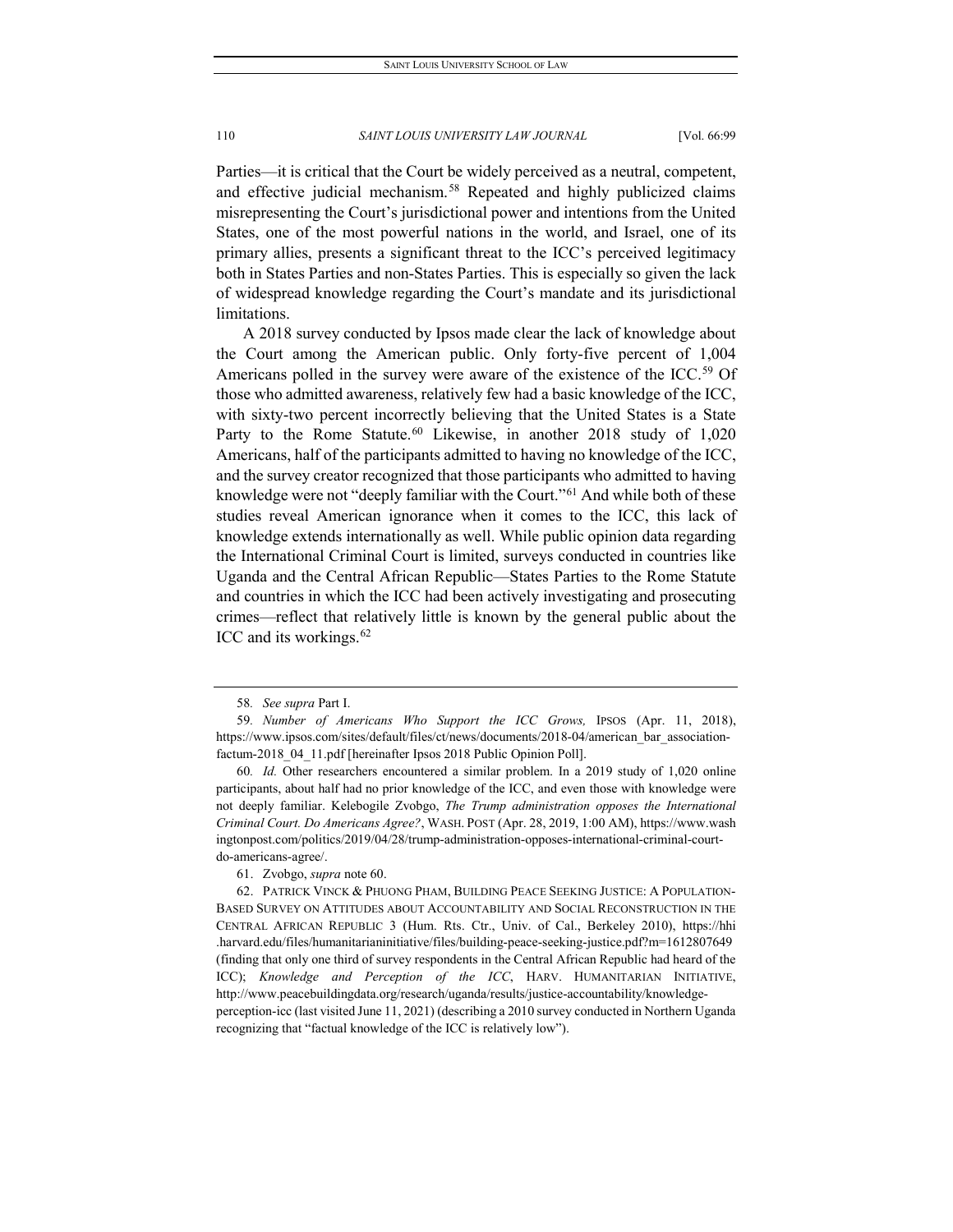Parties—it is critical that the Court be widely perceived as a neutral, competent, and effective judicial mechanism.[58] Repeated and highly publicized claims misrepresenting the Court's jurisdictional power and intentions from the United States, one of the most powerful nations in the world, and Israel, one of its primary allies, presents a significant threat to the ICC's perceived legitimacy both in States Parties and non-States Parties. This is especially so given the lack of widespread knowledge regarding the Court's mandate and its jurisdictional limitations.

A 2018 survey conducted by Ipsos made clear the lack of knowledge about the Court among the American public. Only forty-five percent of 1,004 Americans polled in the survey were aware of the existence of the ICC.[59] Of those who admitted awareness, relatively few had a basic knowledge of the ICC, with sixty-two percent incorrectly believing that the United States is a State Party to the Rome Statute.[60] Likewise, in another 2018 study of 1,020 Americans, half of the participants admitted to having no knowledge of the ICC, and the survey creator recognized that those participants who admitted to having knowledge were not "deeply familiar with the Court."[61] And while both of these studies reveal American ignorance when it comes to the ICC, this lack of knowledge extends internationally as well. While public opinion data regarding the International Criminal Court is limited, surveys conducted in countries like Uganda and the Central African Republic—States Parties to the Rome Statute and countries in which the ICC had been actively investigating and prosecuting crimes—reflect that relatively little is known by the general public about the ICC and its workings.[62]

---

58. *See supra* Part I.

59. *Number of Americans Who Support the ICC Grows,* IPSOS (Apr. 11, 2018), https://www.ipsos.com/sites/default/files/ct/news/documents/2018-04/american_bar_association-factum-2018_04_11.pdf [hereinafter Ipsos 2018 Public Opinion Poll].

60. *Id.* Other researchers encountered a similar problem. In a 2019 study of 1,020 online participants, about half had no prior knowledge of the ICC, and even those with knowledge were not deeply familiar. Kelebogile Zvobgo, *The Trump administration opposes the International Criminal Court. Do Americans Agree?*, WASH. POST (Apr. 28, 2019, 1:00 AM), https://www.washingtonpost.com/politics/2019/04/28/trump-administration-opposes-international-criminal-court-do-americans-agree/.

61. Zvobgo, *supra* note 60.

62. PATRICK VINCK & PHUONG PHAM, BUILDING PEACE SEEKING JUSTICE: A POPULATION-BASED SURVEY ON ATTITUDES ABOUT ACCOUNTABILITY AND SOCIAL RECONSTRUCTION IN THE CENTRAL AFRICAN REPUBLIC 3 (Hum. Rts. Ctr., Univ. of Cal., Berkeley 2010), https://hhi.harvard.edu/files/humanitarianinitiative/files/building-peace-seeking-justice.pdf?m=1612807649 (finding that only one third of survey respondents in the Central African Republic had heard of the ICC); *Knowledge and Perception of the ICC*, HARV. HUMANITARIAN INITIATIVE, http://www.peacebuildingdata.org/research/uganda/results/justice-accountability/knowledge-perception-icc (last visited June 11, 2021) (describing a 2010 survey conducted in Northern Uganda recognizing that "factual knowledge of the ICC is relatively low").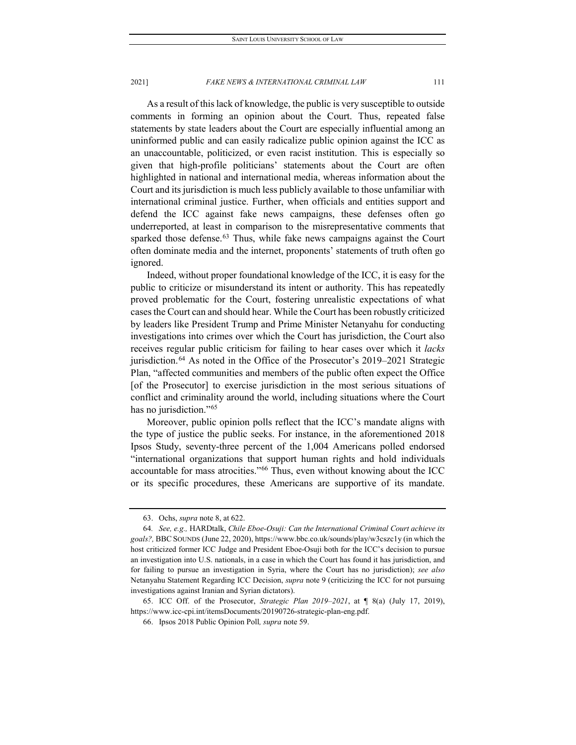As a result of this lack of knowledge, the public is very susceptible to outside comments in forming an opinion about the Court. Thus, repeated false statements by state leaders about the Court are especially influential among an uninformed public and can easily radicalize public opinion against the ICC as an unaccountable, politicized, or even racist institution. This is especially so given that high-profile politicians' statements about the Court are often highlighted in national and international media, whereas information about the Court and its jurisdiction is much less publicly available to those unfamiliar with international criminal justice. Further, when officials and entities support and defend the ICC against fake news campaigns, these defenses often go underreported, at least in comparison to the misrepresentative comments that sparked those defense.[63] Thus, while fake news campaigns against the Court often dominate media and the internet, proponents' statements of truth often go ignored.

Indeed, without proper foundational knowledge of the ICC, it is easy for the public to criticize or misunderstand its intent or authority. This has repeatedly proved problematic for the Court, fostering unrealistic expectations of what cases the Court can and should hear. While the Court has been robustly criticized by leaders like President Trump and Prime Minister Netanyahu for conducting investigations into crimes over which the Court has jurisdiction, the Court also receives regular public criticism for failing to hear cases over which it *lacks* jurisdiction.[64] As noted in the Office of the Prosecutor's 2019–2021 Strategic Plan, "affected communities and members of the public often expect the Office [of the Prosecutor] to exercise jurisdiction in the most serious situations of conflict and criminality around the world, including situations where the Court has no jurisdiction."[65]

Moreover, public opinion polls reflect that the ICC's mandate aligns with the type of justice the public seeks. For instance, in the aforementioned 2018 Ipsos Study, seventy-three percent of the 1,004 Americans polled endorsed "international organizations that support human rights and hold individuals accountable for mass atrocities."[66] Thus, even without knowing about the ICC or its specific procedures, these Americans are supportive of its mandate.

---

63. Ochs, *supra* note 8, at 622.

64. *See, e.g.,* HARDtalk, *Chile Eboe-Osuji: Can the International Criminal Court achieve its goals?,* BBC SOUNDS (June 22, 2020), https://www.bbc.co.uk/sounds/play/w3cszc1y (in which the host criticized former ICC Judge and President Eboe-Osuji both for the ICC's decision to pursue an investigation into U.S. nationals, in a case in which the Court has found it has jurisdiction, and for failing to pursue an investigation in Syria, where the Court has no jurisdiction); *see also* Netanyahu Statement Regarding ICC Decision, *supra* note 9 (criticizing the ICC for not pursuing investigations against Iranian and Syrian dictators).

65. ICC Off. of the Prosecutor, *Strategic Plan 2019–2021*, at ¶ 8(a) (July 17, 2019), https://www.icc-cpi.int/itemsDocuments/20190726-strategic-plan-eng.pdf.

66. Ipsos 2018 Public Opinion Poll*, supra* note 59.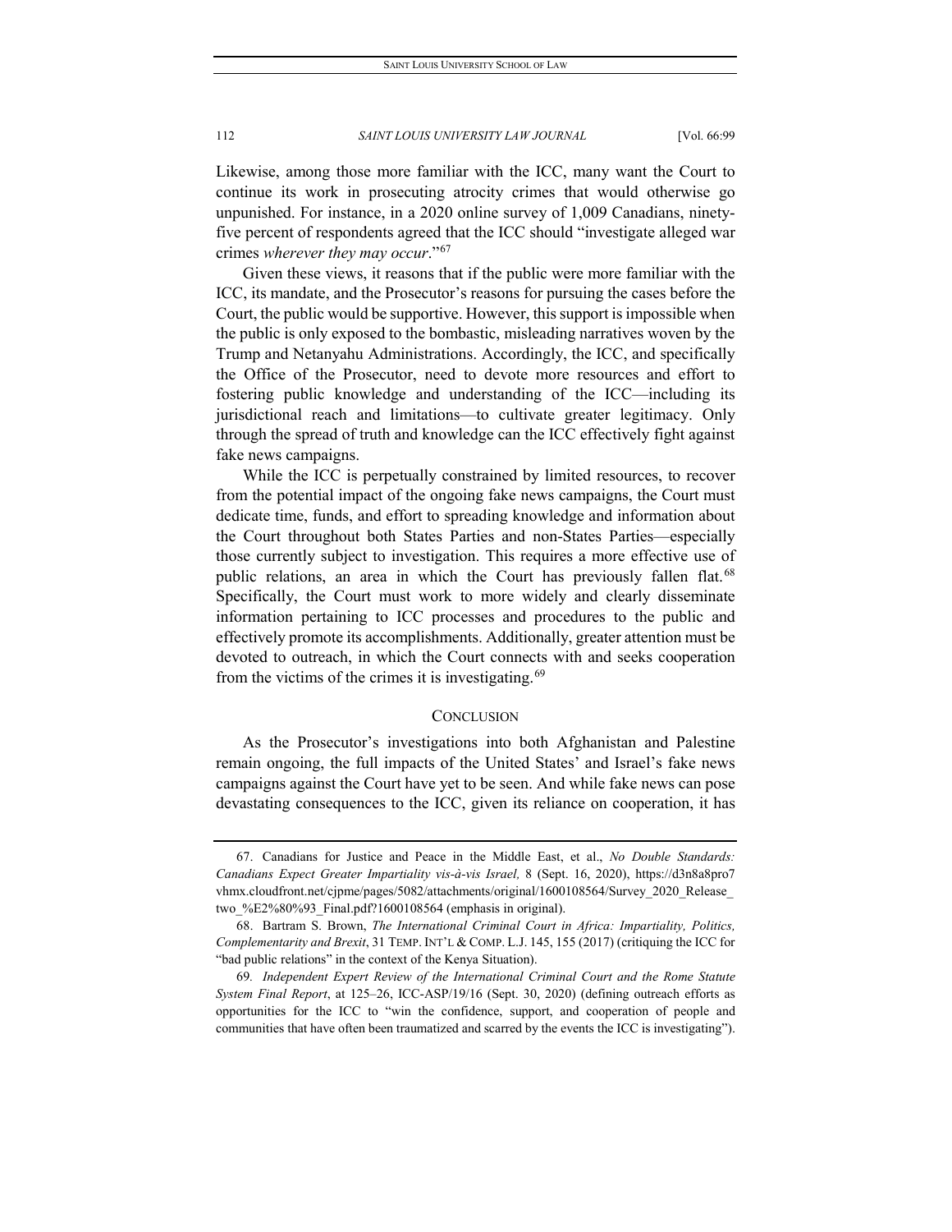Likewise, among those more familiar with the ICC, many want the Court to continue its work in prosecuting atrocity crimes that would otherwise go unpunished. For instance, in a 2020 online survey of 1,009 Canadians, ninety-five percent of respondents agreed that the ICC should "investigate alleged war crimes *wherever they may occur*."[67]

Given these views, it reasons that if the public were more familiar with the ICC, its mandate, and the Prosecutor's reasons for pursuing the cases before the Court, the public would be supportive. However, this support is impossible when the public is only exposed to the bombastic, misleading narratives woven by the Trump and Netanyahu Administrations. Accordingly, the ICC, and specifically the Office of the Prosecutor, need to devote more resources and effort to fostering public knowledge and understanding of the ICC—including its jurisdictional reach and limitations—to cultivate greater legitimacy. Only through the spread of truth and knowledge can the ICC effectively fight against fake news campaigns.

While the ICC is perpetually constrained by limited resources, to recover from the potential impact of the ongoing fake news campaigns, the Court must dedicate time, funds, and effort to spreading knowledge and information about the Court throughout both States Parties and non-States Parties—especially those currently subject to investigation. This requires a more effective use of public relations, an area in which the Court has previously fallen flat.[68] Specifically, the Court must work to more widely and clearly disseminate information pertaining to ICC processes and procedures to the public and effectively promote its accomplishments. Additionally, greater attention must be devoted to outreach, in which the Court connects with and seeks cooperation from the victims of the crimes it is investigating.[69]

## CONCLUSION

As the Prosecutor's investigations into both Afghanistan and Palestine remain ongoing, the full impacts of the United States' and Israel's fake news campaigns against the Court have yet to be seen. And while fake news can pose devastating consequences to the ICC, given its reliance on cooperation, it has

---

67. Canadians for Justice and Peace in the Middle East, et al., *No Double Standards: Canadians Expect Greater Impartiality vis-à-vis Israel,* 8 (Sept. 16, 2020), https://d3n8a8pro7vhmx.cloudfront.net/cjpme/pages/5082/attachments/original/1600108564/Survey_2020_Release_two_%E2%80%93_Final.pdf?1600108564 (emphasis in original).

68. Bartram S. Brown, *The International Criminal Court in Africa: Impartiality, Politics, Complementarity and Brexit*, 31 TEMP. INT'L & COMP. L.J. 145, 155 (2017) (critiquing the ICC for "bad public relations" in the context of the Kenya Situation).

69. *Independent Expert Review of the International Criminal Court and the Rome Statute System Final Report*, at 125–26, ICC-ASP/19/16 (Sept. 30, 2020) (defining outreach efforts as opportunities for the ICC to "win the confidence, support, and cooperation of people and communities that have often been traumatized and scarred by the events the ICC is investigating").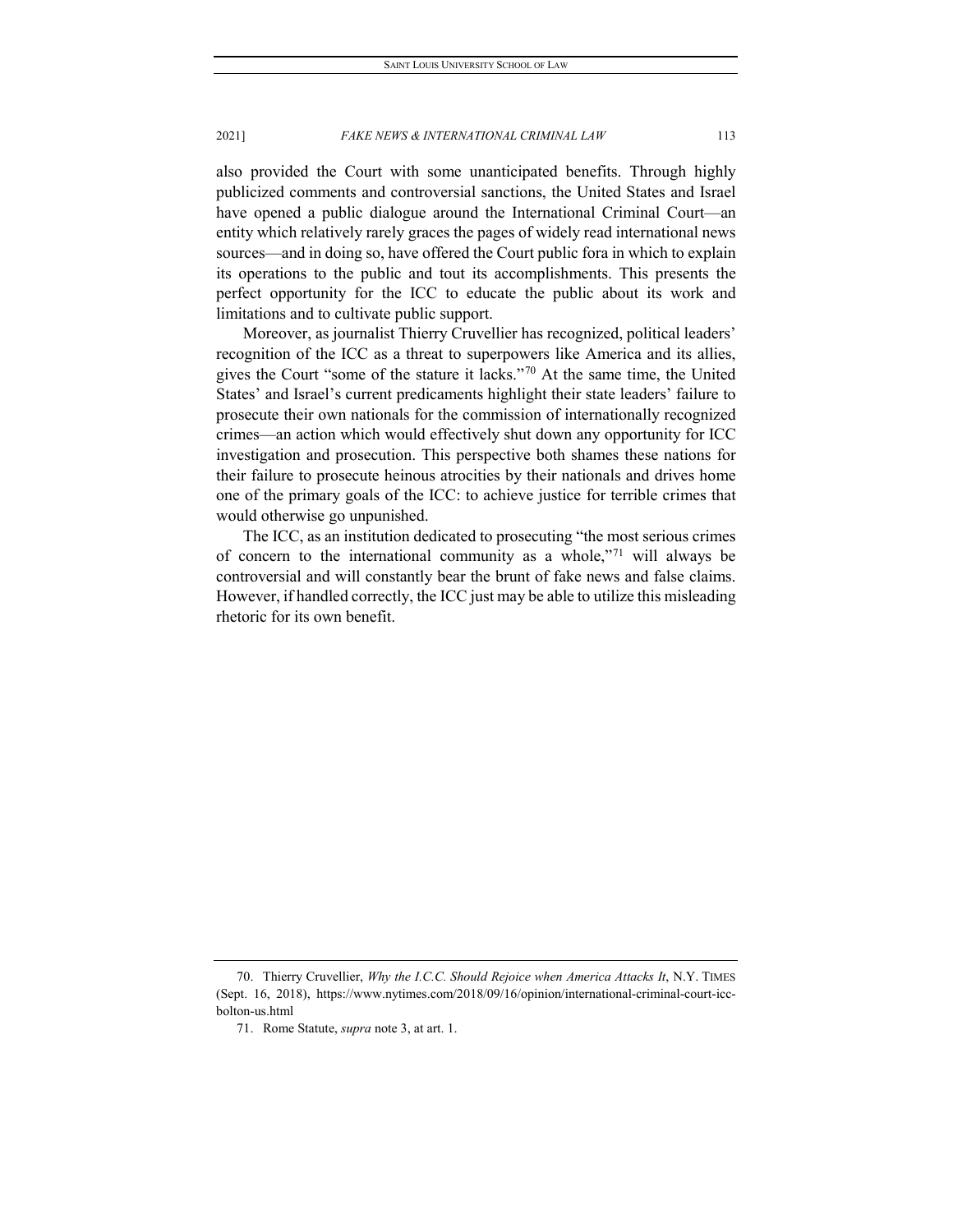also provided the Court with some unanticipated benefits. Through highly publicized comments and controversial sanctions, the United States and Israel have opened a public dialogue around the International Criminal Court—an entity which relatively rarely graces the pages of widely read international news sources—and in doing so, have offered the Court public fora in which to explain its operations to the public and tout its accomplishments. This presents the perfect opportunity for the ICC to educate the public about its work and limitations and to cultivate public support.

Moreover, as journalist Thierry Cruvellier has recognized, political leaders' recognition of the ICC as a threat to superpowers like America and its allies, gives the Court "some of the stature it lacks."[70] At the same time, the United States' and Israel's current predicaments highlight their state leaders' failure to prosecute their own nationals for the commission of internationally recognized crimes—an action which would effectively shut down any opportunity for ICC investigation and prosecution. This perspective both shames these nations for their failure to prosecute heinous atrocities by their nationals and drives home one of the primary goals of the ICC: to achieve justice for terrible crimes that would otherwise go unpunished.

The ICC, as an institution dedicated to prosecuting "the most serious crimes of concern to the international community as a whole,"[71] will always be controversial and will constantly bear the brunt of fake news and false claims. However, if handled correctly, the ICC just may be able to utilize this misleading rhetoric for its own benefit.

---

70. Thierry Cruvellier, *Why the I.C.C. Should Rejoice when America Attacks It*, N.Y. TIMES (Sept. 16, 2018), https://www.nytimes.com/2018/09/16/opinion/international-criminal-court-icc-bolton-us.html

71. Rome Statute, *supra* note 3, at art. 1.